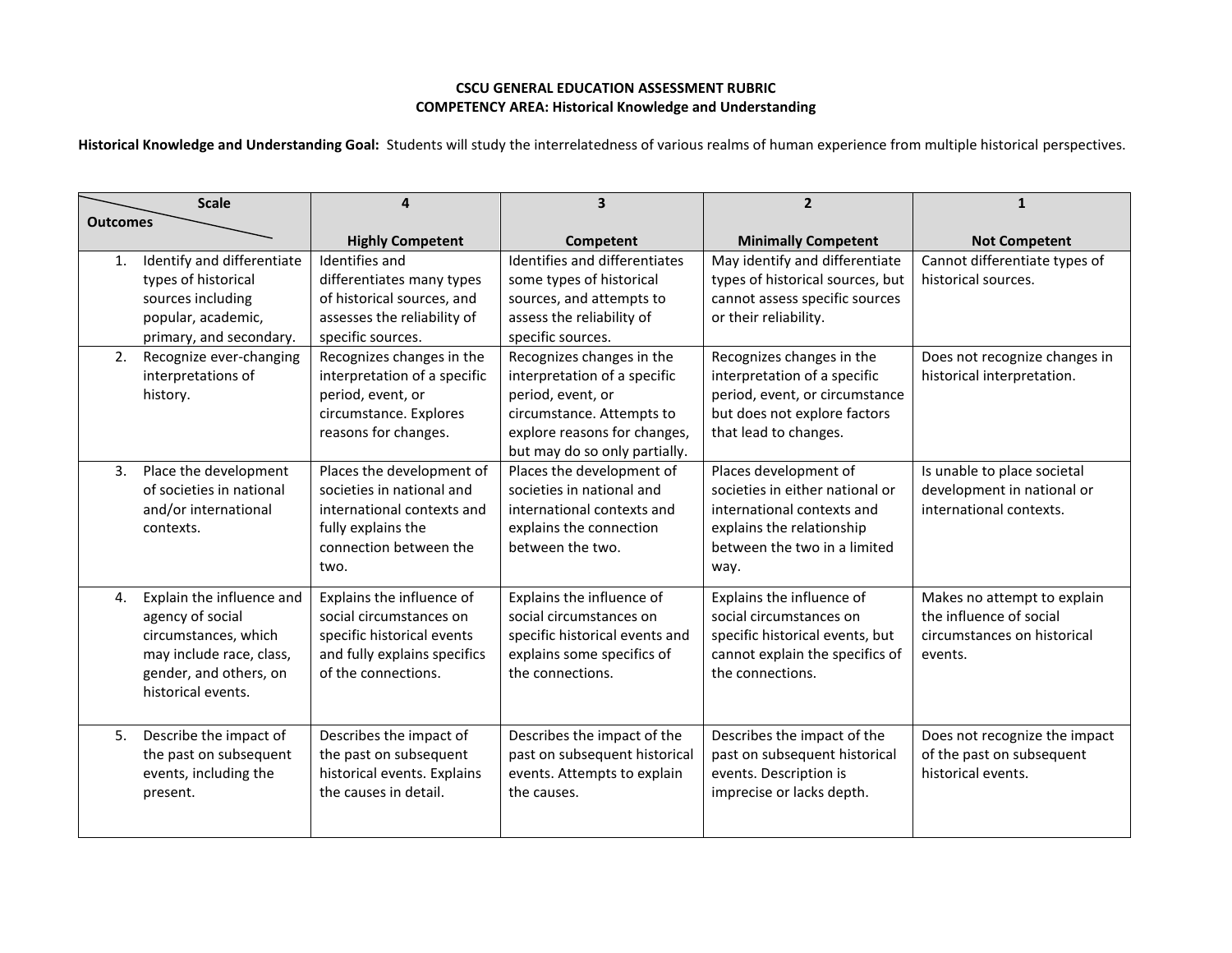**CSCU GENERAL EDUCATION ASSESSMENT RUBRIC**
**COMPETENCY AREA: Historical Knowledge and Understanding**

**Historical Knowledge and Understanding Goal:** Students will study the interrelatedness of various realms of human experience from multiple historical perspectives.

| Scale / Outcomes | 4 Highly Competent | 3 Competent | 2 Minimally Competent | 1 Not Competent |
|---|---|---|---|---|
| 1. Identify and differentiate types of historical sources including popular, academic, primary, and secondary. | Identifies and differentiates many types of historical sources, and assesses the reliability of specific sources. | Identifies and differentiates some types of historical sources, and attempts to assess the reliability of specific sources. | May identify and differentiate types of historical sources, but cannot assess specific sources or their reliability. | Cannot differentiate types of historical sources. |
| 2. Recognize ever-changing interpretations of history. | Recognizes changes in the interpretation of a specific period, event, or circumstance. Explores reasons for changes. | Recognizes changes in the interpretation of a specific period, event, or circumstance. Attempts to explore reasons for changes, but may do so only partially. | Recognizes changes in the interpretation of a specific period, event, or circumstance but does not explore factors that lead to changes. | Does not recognize changes in historical interpretation. |
| 3. Place the development of societies in national and/or international contexts. | Places the development of societies in national and international contexts and fully explains the connection between the two. | Places the development of societies in national and international contexts and explains the connection between the two. | Places development of societies in either national or international contexts and explains the relationship between the two in a limited way. | Is unable to place societal development in national or international contexts. |
| 4. Explain the influence and agency of social circumstances, which may include race, class, gender, and others, on historical events. | Explains the influence of social circumstances on specific historical events and fully explains specifics of the connections. | Explains the influence of social circumstances on specific historical events and explains some specifics of the connections. | Explains the influence of social circumstances on specific historical events, but cannot explain the specifics of the connections. | Makes no attempt to explain the influence of social circumstances on historical events. |
| 5. Describe the impact of the past on subsequent events, including the present. | Describes the impact of the past on subsequent historical events. Explains the causes in detail. | Describes the impact of the past on subsequent historical events. Attempts to explain the causes. | Describes the impact of the past on subsequent historical events. Description is imprecise or lacks depth. | Does not recognize the impact of the past on subsequent historical events. |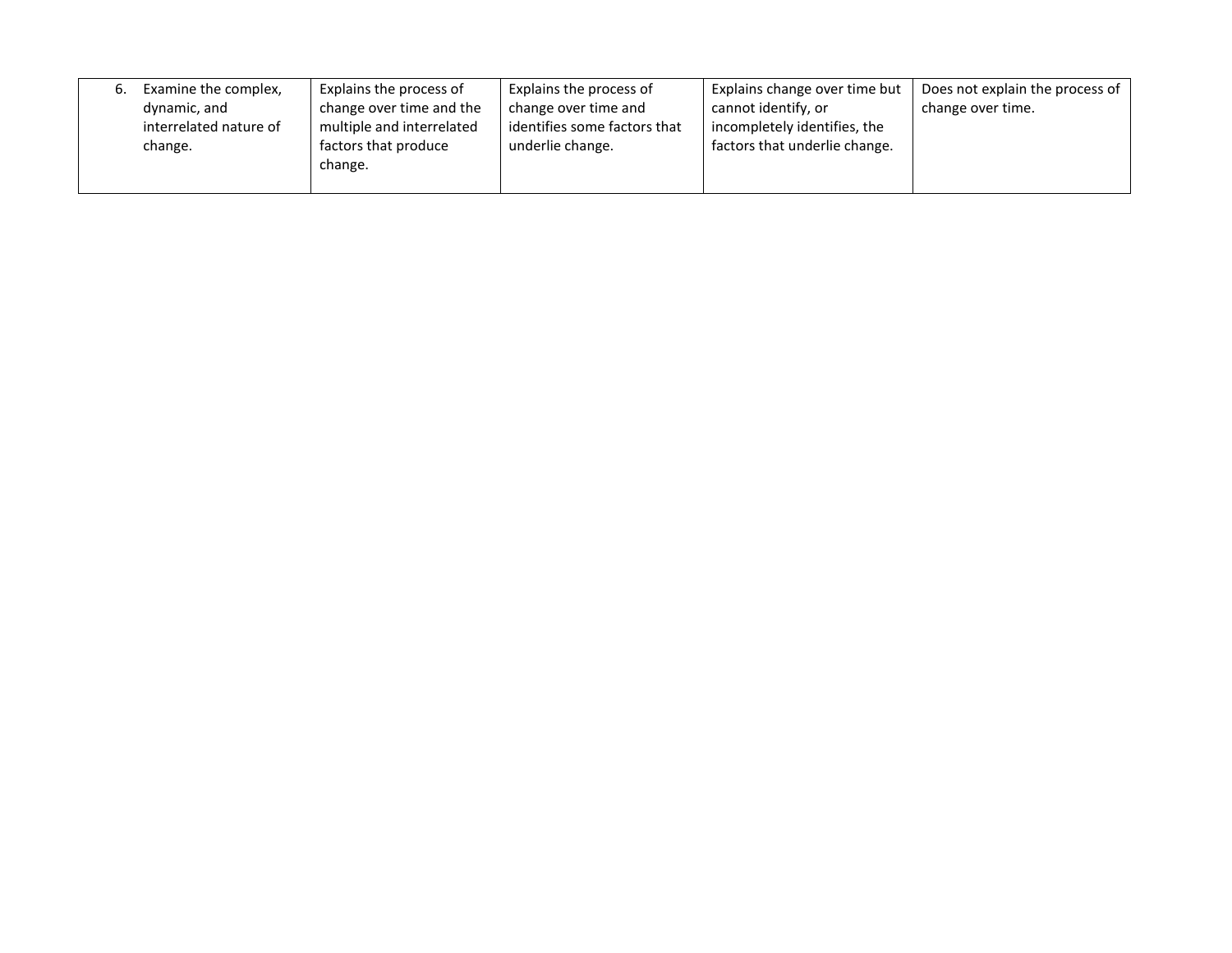| | | | | |
|---|---|---|---|---|
| 6. Examine the complex, dynamic, and interrelated nature of change. | Explains the process of change over time and the multiple and interrelated factors that produce change. | Explains the process of change over time and identifies some factors that underlie change. | Explains change over time but cannot identify, or incompletely identifies, the factors that underlie change. | Does not explain the process of change over time. |